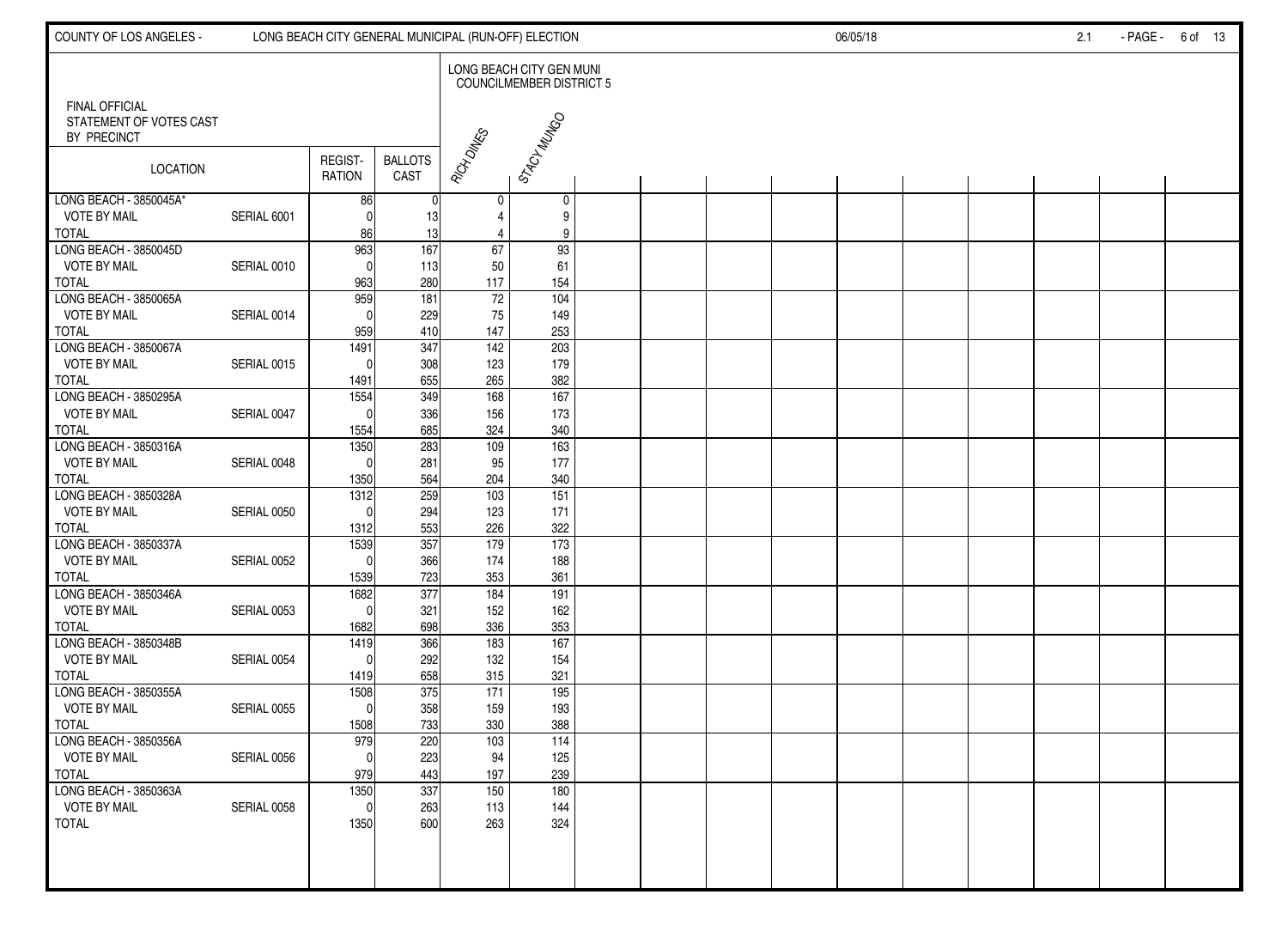COUNTY OF LOS ANGELES - LONG BEACH CITY GENERAL MUNICIPAL (RUN-OFF) ELECTION 06/05/18

FINAL OFFICIAL
STATEMENT OF VOTES CAST
BY PRECINCT

| LOCATION | | REGIST-RATION | BALLOTS CAST | LONG BEACH CITY GEN MUNI COUNCILMEMBER DISTRICT 5 | |
|---|---|---|---|---|---|
| | | | | RICH DINES | STACY MUNGO |
| LONG BEACH - 3850045A* | | 86 | 0 | 0 | 0 |
| VOTE BY MAIL | SERIAL 6001 | 0 | 13 | 4 | 9 |
| TOTAL | | 86 | 13 | 4 | 9 |
| LONG BEACH - 3850045D | | 963 | 167 | 67 | 93 |
| VOTE BY MAIL | SERIAL 0010 | 0 | 113 | 50 | 61 |
| TOTAL | | 963 | 280 | 117 | 154 |
| LONG BEACH - 3850065A | | 959 | 181 | 72 | 104 |
| VOTE BY MAIL | SERIAL 0014 | 0 | 229 | 75 | 149 |
| TOTAL | | 959 | 410 | 147 | 253 |
| LONG BEACH - 3850067A | | 1491 | 347 | 142 | 203 |
| VOTE BY MAIL | SERIAL 0015 | 0 | 308 | 123 | 179 |
| TOTAL | | 1491 | 655 | 265 | 382 |
| LONG BEACH - 3850295A | | 1554 | 349 | 168 | 167 |
| VOTE BY MAIL | SERIAL 0047 | 0 | 336 | 156 | 173 |
| TOTAL | | 1554 | 685 | 324 | 340 |
| LONG BEACH - 3850316A | | 1350 | 283 | 109 | 163 |
| VOTE BY MAIL | SERIAL 0048 | 0 | 281 | 95 | 177 |
| TOTAL | | 1350 | 564 | 204 | 340 |
| LONG BEACH - 3850328A | | 1312 | 259 | 103 | 151 |
| VOTE BY MAIL | SERIAL 0050 | 0 | 294 | 123 | 171 |
| TOTAL | | 1312 | 553 | 226 | 322 |
| LONG BEACH - 3850337A | | 1539 | 357 | 179 | 173 |
| VOTE BY MAIL | SERIAL 0052 | 0 | 366 | 174 | 188 |
| TOTAL | | 1539 | 723 | 353 | 361 |
| LONG BEACH - 3850346A | | 1682 | 377 | 184 | 191 |
| VOTE BY MAIL | SERIAL 0053 | 0 | 321 | 152 | 162 |
| TOTAL | | 1682 | 698 | 336 | 353 |
| LONG BEACH - 3850348B | | 1419 | 366 | 183 | 167 |
| VOTE BY MAIL | SERIAL 0054 | 0 | 292 | 132 | 154 |
| TOTAL | | 1419 | 658 | 315 | 321 |
| LONG BEACH - 3850355A | | 1508 | 375 | 171 | 195 |
| VOTE BY MAIL | SERIAL 0055 | 0 | 358 | 159 | 193 |
| TOTAL | | 1508 | 733 | 330 | 388 |
| LONG BEACH - 3850356A | | 979 | 220 | 103 | 114 |
| VOTE BY MAIL | SERIAL 0056 | 0 | 223 | 94 | 125 |
| TOTAL | | 979 | 443 | 197 | 239 |
| LONG BEACH - 3850363A | | 1350 | 337 | 150 | 180 |
| VOTE BY MAIL | SERIAL 0058 | 0 | 263 | 113 | 144 |
| TOTAL | | 1350 | 600 | 263 | 324 |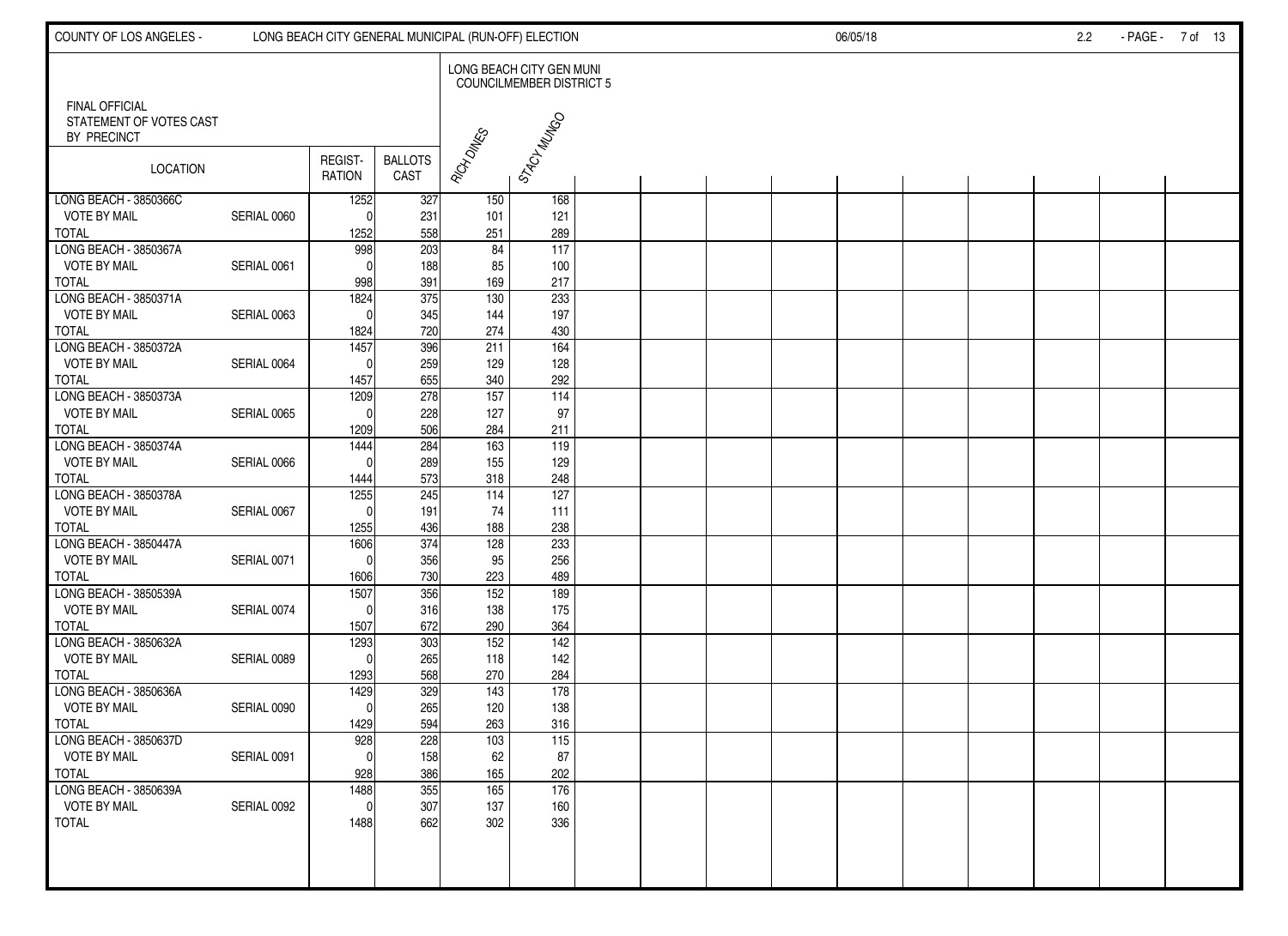COUNTY OF LOS ANGELES - LONG BEACH CITY GENERAL MUNICIPAL (RUN-OFF) ELECTION 06/05/18

FINAL OFFICIAL STATEMENT OF VOTES CAST BY PRECINCT

| LOCATION | | REGIST-RATION | BALLOTS CAST | LONG BEACH CITY GEN MUNI COUNCILMEMBER DISTRICT 5 | |
|---|---|---|---|---|---|
| | | | | RICH DINES | STACY MUNGO |
| LONG BEACH - 3850366C | | 1252 | 327 | 150 | 168 |
| VOTE BY MAIL | SERIAL 0060 | 0 | 231 | 101 | 121 |
| TOTAL | | 1252 | 558 | 251 | 289 |
| LONG BEACH - 3850367A | | 998 | 203 | 84 | 117 |
| VOTE BY MAIL | SERIAL 0061 | 0 | 188 | 85 | 100 |
| TOTAL | | 998 | 391 | 169 | 217 |
| LONG BEACH - 3850371A | | 1824 | 375 | 130 | 233 |
| VOTE BY MAIL | SERIAL 0063 | 0 | 345 | 144 | 197 |
| TOTAL | | 1824 | 720 | 274 | 430 |
| LONG BEACH - 3850372A | | 1457 | 396 | 211 | 164 |
| VOTE BY MAIL | SERIAL 0064 | 0 | 259 | 129 | 128 |
| TOTAL | | 1457 | 655 | 340 | 292 |
| LONG BEACH - 3850373A | | 1209 | 278 | 157 | 114 |
| VOTE BY MAIL | SERIAL 0065 | 0 | 228 | 127 | 97 |
| TOTAL | | 1209 | 506 | 284 | 211 |
| LONG BEACH - 3850374A | | 1444 | 284 | 163 | 119 |
| VOTE BY MAIL | SERIAL 0066 | 0 | 289 | 155 | 129 |
| TOTAL | | 1444 | 573 | 318 | 248 |
| LONG BEACH - 3850378A | | 1255 | 245 | 114 | 127 |
| VOTE BY MAIL | SERIAL 0067 | 0 | 191 | 74 | 111 |
| TOTAL | | 1255 | 436 | 188 | 238 |
| LONG BEACH - 3850447A | | 1606 | 374 | 128 | 233 |
| VOTE BY MAIL | SERIAL 0071 | 0 | 356 | 95 | 256 |
| TOTAL | | 1606 | 730 | 223 | 489 |
| LONG BEACH - 3850539A | | 1507 | 356 | 152 | 189 |
| VOTE BY MAIL | SERIAL 0074 | 0 | 316 | 138 | 175 |
| TOTAL | | 1507 | 672 | 290 | 364 |
| LONG BEACH - 3850632A | | 1293 | 303 | 152 | 142 |
| VOTE BY MAIL | SERIAL 0089 | 0 | 265 | 118 | 142 |
| TOTAL | | 1293 | 568 | 270 | 284 |
| LONG BEACH - 3850636A | | 1429 | 329 | 143 | 178 |
| VOTE BY MAIL | SERIAL 0090 | 0 | 265 | 120 | 138 |
| TOTAL | | 1429 | 594 | 263 | 316 |
| LONG BEACH - 3850637D | | 928 | 228 | 103 | 115 |
| VOTE BY MAIL | SERIAL 0091 | 0 | 158 | 62 | 87 |
| TOTAL | | 928 | 386 | 165 | 202 |
| LONG BEACH - 3850639A | | 1488 | 355 | 165 | 176 |
| VOTE BY MAIL | SERIAL 0092 | 0 | 307 | 137 | 160 |
| TOTAL | | 1488 | 662 | 302 | 336 |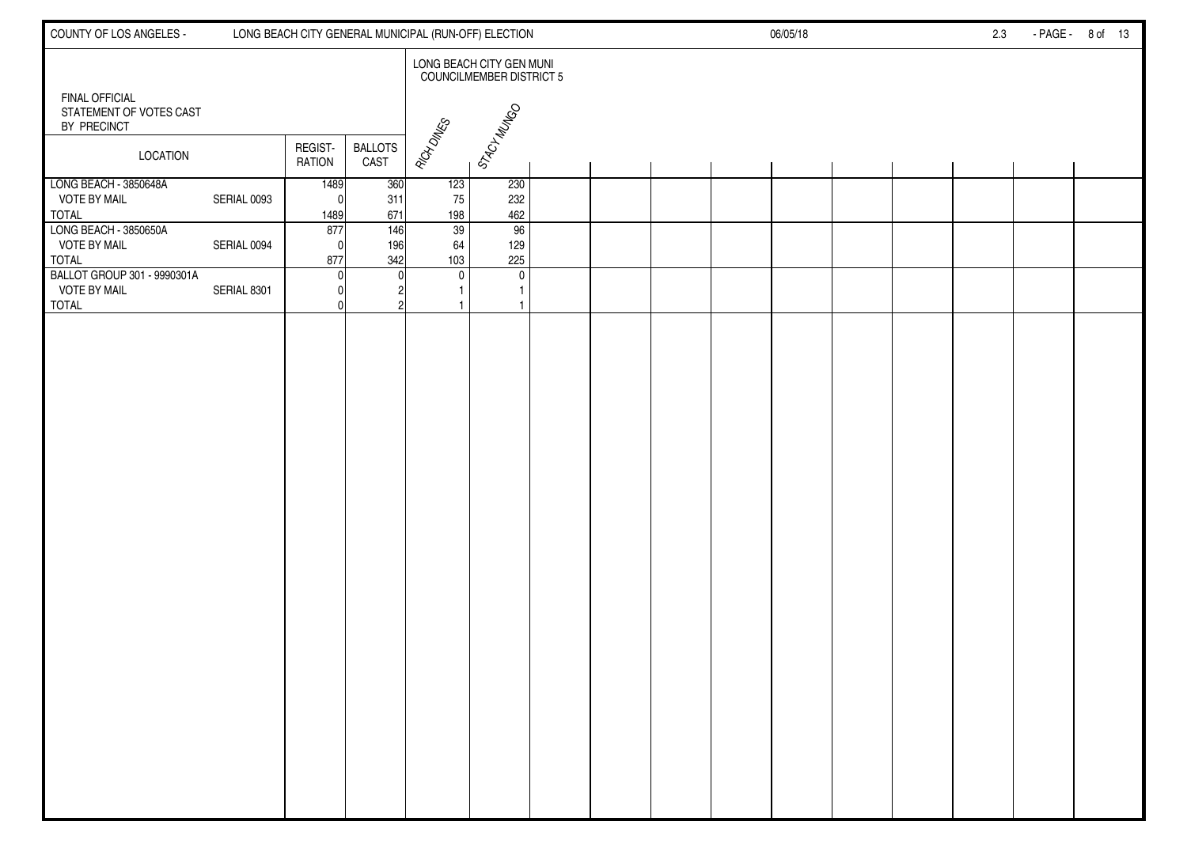FINAL OFFICIAL STATEMENT OF VOTES CAST BY PRECINCT

LONG BEACH CITY GENERAL MUNICIPAL (RUN-OFF) ELECTION — 06/05/18

| LOCATION | | REGIST-RATION | BALLOTS CAST | LONG BEACH CITY GEN MUNI COUNCILMEMBER DISTRICT 5 | |
|---|---|---|---|---|---|
| | | | | RICH DINES | STACY MUNGO |
| LONG BEACH - 3850648A | | 1489 | 360 | 123 | 230 |
| VOTE BY MAIL | SERIAL 0093 | 0 | 311 | 75 | 232 |
| TOTAL | | 1489 | 671 | 198 | 462 |
| LONG BEACH - 3850650A | | 877 | 146 | 39 | 96 |
| VOTE BY MAIL | SERIAL 0094 | 0 | 196 | 64 | 129 |
| TOTAL | | 877 | 342 | 103 | 225 |
| BALLOT GROUP 301 - 9990301A | | 0 | 0 | 0 | 0 |
| VOTE BY MAIL | SERIAL 8301 | 0 | 2 | 1 | 1 |
| TOTAL | | 0 | 2 | 1 | 1 |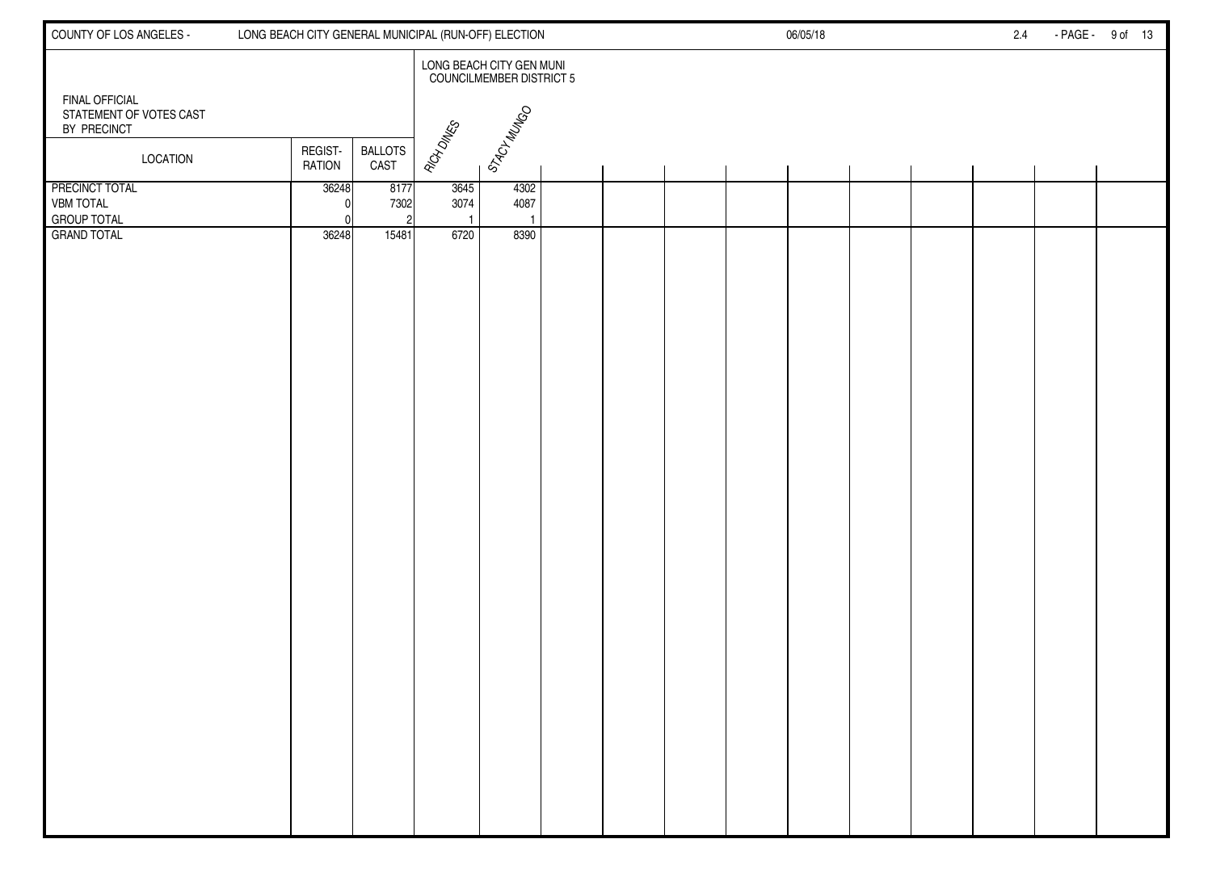FINAL OFFICIAL
STATEMENT OF VOTES CAST
BY PRECINCT

LONG BEACH CITY GENERAL MUNICIPAL (RUN-OFF) ELECTION — 06/05/18

| LOCATION | REGIST-RATION | BALLOTS CAST | LONG BEACH CITY GEN MUNI COUNCILMEMBER DISTRICT 5 | |
|---|---|---|---|---|
| | | | RICH DINES | STACY MUNGO |
| PRECINCT TOTAL | 36248 | 8177 | 3645 | 4302 |
| VBM TOTAL | 0 | 7302 | 3074 | 4087 |
| GROUP TOTAL | 0 | 2 | 1 | 1 |
| GRAND TOTAL | 36248 | 15481 | 6720 | 8390 |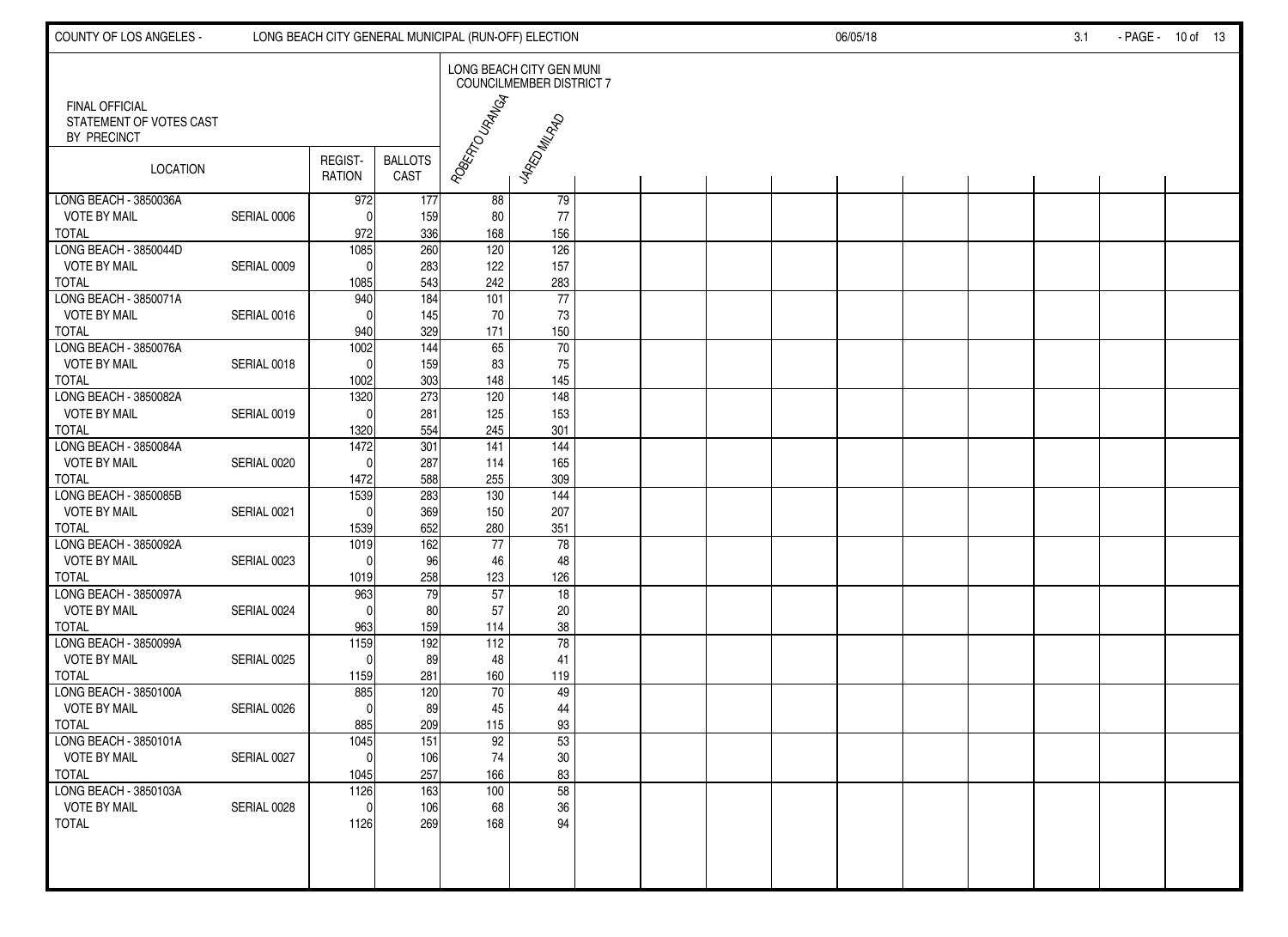COUNTY OF LOS ANGELES - LONG BEACH CITY GENERAL MUNICIPAL (RUN-OFF) ELECTION 06/05/18 3.1

FINAL OFFICIAL STATEMENT OF VOTES CAST BY PRECINCT

| LOCATION | | REGIST-RATION | BALLOTS CAST | LONG BEACH CITY GEN MUNI COUNCILMEMBER DISTRICT 7 | |
|---|---|---|---|---|---|
| | | | | ROBERTO URANGA | JARED MILRAD |
| LONG BEACH - 3850036A | | 972 | 177 | 88 | 79 |
| VOTE BY MAIL | SERIAL 0006 | 0 | 159 | 80 | 77 |
| TOTAL | | 972 | 336 | 168 | 156 |
| LONG BEACH - 3850044D | | 1085 | 260 | 120 | 126 |
| VOTE BY MAIL | SERIAL 0009 | 0 | 283 | 122 | 157 |
| TOTAL | | 1085 | 543 | 242 | 283 |
| LONG BEACH - 3850071A | | 940 | 184 | 101 | 77 |
| VOTE BY MAIL | SERIAL 0016 | 0 | 145 | 70 | 73 |
| TOTAL | | 940 | 329 | 171 | 150 |
| LONG BEACH - 3850076A | | 1002 | 144 | 65 | 70 |
| VOTE BY MAIL | SERIAL 0018 | 0 | 159 | 83 | 75 |
| TOTAL | | 1002 | 303 | 148 | 145 |
| LONG BEACH - 3850082A | | 1320 | 273 | 120 | 148 |
| VOTE BY MAIL | SERIAL 0019 | 0 | 281 | 125 | 153 |
| TOTAL | | 1320 | 554 | 245 | 301 |
| LONG BEACH - 3850084A | | 1472 | 301 | 141 | 144 |
| VOTE BY MAIL | SERIAL 0020 | 0 | 287 | 114 | 165 |
| TOTAL | | 1472 | 588 | 255 | 309 |
| LONG BEACH - 3850085B | | 1539 | 283 | 130 | 144 |
| VOTE BY MAIL | SERIAL 0021 | 0 | 369 | 150 | 207 |
| TOTAL | | 1539 | 652 | 280 | 351 |
| LONG BEACH - 3850092A | | 1019 | 162 | 77 | 78 |
| VOTE BY MAIL | SERIAL 0023 | 0 | 96 | 46 | 48 |
| TOTAL | | 1019 | 258 | 123 | 126 |
| LONG BEACH - 3850097A | | 963 | 79 | 57 | 18 |
| VOTE BY MAIL | SERIAL 0024 | 0 | 80 | 57 | 20 |
| TOTAL | | 963 | 159 | 114 | 38 |
| LONG BEACH - 3850099A | | 1159 | 192 | 112 | 78 |
| VOTE BY MAIL | SERIAL 0025 | 0 | 89 | 48 | 41 |
| TOTAL | | 1159 | 281 | 160 | 119 |
| LONG BEACH - 3850100A | | 885 | 120 | 70 | 49 |
| VOTE BY MAIL | SERIAL 0026 | 0 | 89 | 45 | 44 |
| TOTAL | | 885 | 209 | 115 | 93 |
| LONG BEACH - 3850101A | | 1045 | 151 | 92 | 53 |
| VOTE BY MAIL | SERIAL 0027 | 0 | 106 | 74 | 30 |
| TOTAL | | 1045 | 257 | 166 | 83 |
| LONG BEACH - 3850103A | | 1126 | 163 | 100 | 58 |
| VOTE BY MAIL | SERIAL 0028 | 0 | 106 | 68 | 36 |
| TOTAL | | 1126 | 269 | 168 | 94 |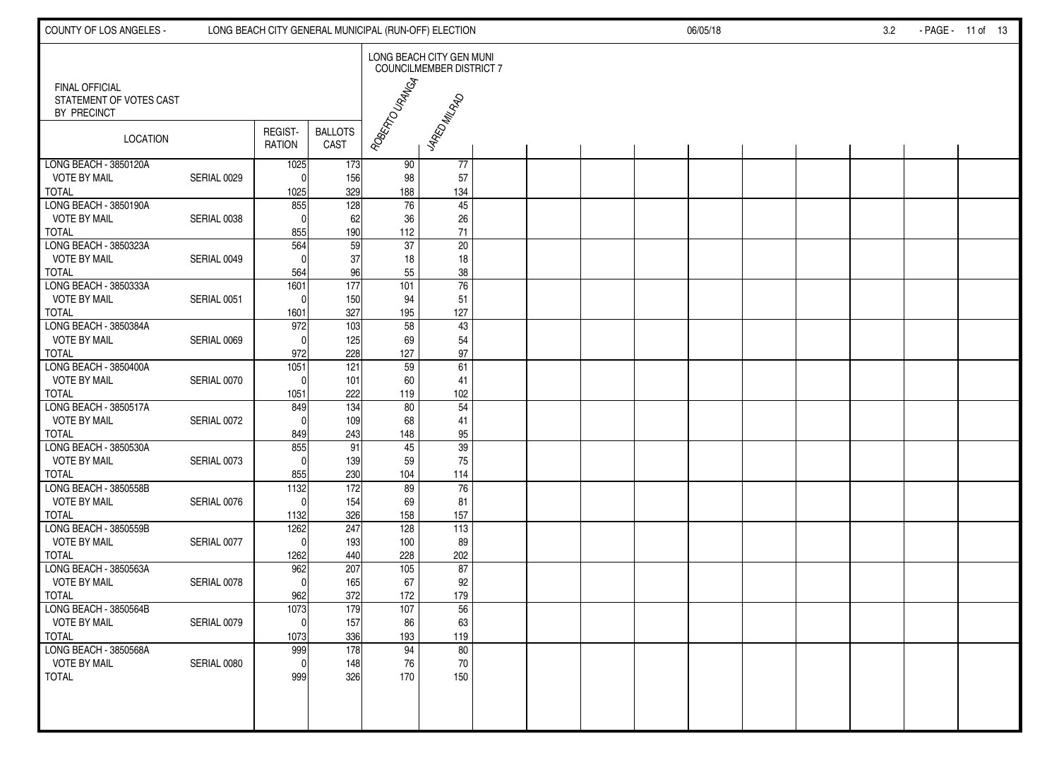COUNTY OF LOS ANGELES - LONG BEACH CITY GENERAL MUNICIPAL (RUN-OFF) ELECTION 06/05/18 3.2

FINAL OFFICIAL
STATEMENT OF VOTES CAST
BY PRECINCT

| LOCATION | | REGIST-RATION | BALLOTS CAST | LONG BEACH CITY GEN MUNI COUNCILMEMBER DISTRICT 7 | |
|---|---|---|---|---|---|
| | | | | ROBERTO URANGA | JARED MILRAD |
| LONG BEACH - 3850120A | | 1025 | 173 | 90 | 77 |
| VOTE BY MAIL | SERIAL 0029 | 0 | 156 | 98 | 57 |
| TOTAL | | 1025 | 329 | 188 | 134 |
| LONG BEACH - 3850190A | | 855 | 128 | 76 | 45 |
| VOTE BY MAIL | SERIAL 0038 | 0 | 62 | 36 | 26 |
| TOTAL | | 855 | 190 | 112 | 71 |
| LONG BEACH - 3850323A | | 564 | 59 | 37 | 20 |
| VOTE BY MAIL | SERIAL 0049 | 0 | 37 | 18 | 18 |
| TOTAL | | 564 | 96 | 55 | 38 |
| LONG BEACH - 3850333A | | 1601 | 177 | 101 | 76 |
| VOTE BY MAIL | SERIAL 0051 | 0 | 150 | 94 | 51 |
| TOTAL | | 1601 | 327 | 195 | 127 |
| LONG BEACH - 3850384A | | 972 | 103 | 58 | 43 |
| VOTE BY MAIL | SERIAL 0069 | 0 | 125 | 69 | 54 |
| TOTAL | | 972 | 228 | 127 | 97 |
| LONG BEACH - 3850400A | | 1051 | 121 | 59 | 61 |
| VOTE BY MAIL | SERIAL 0070 | 0 | 101 | 60 | 41 |
| TOTAL | | 1051 | 222 | 119 | 102 |
| LONG BEACH - 3850517A | | 849 | 134 | 80 | 54 |
| VOTE BY MAIL | SERIAL 0072 | 0 | 109 | 68 | 41 |
| TOTAL | | 849 | 243 | 148 | 95 |
| LONG BEACH - 3850530A | | 855 | 91 | 45 | 39 |
| VOTE BY MAIL | SERIAL 0073 | 0 | 139 | 59 | 75 |
| TOTAL | | 855 | 230 | 104 | 114 |
| LONG BEACH - 3850558B | | 1132 | 172 | 89 | 76 |
| VOTE BY MAIL | SERIAL 0076 | 0 | 154 | 69 | 81 |
| TOTAL | | 1132 | 326 | 158 | 157 |
| LONG BEACH - 3850559B | | 1262 | 247 | 128 | 113 |
| VOTE BY MAIL | SERIAL 0077 | 0 | 193 | 100 | 89 |
| TOTAL | | 1262 | 440 | 228 | 202 |
| LONG BEACH - 3850563A | | 962 | 207 | 105 | 87 |
| VOTE BY MAIL | SERIAL 0078 | 0 | 165 | 67 | 92 |
| TOTAL | | 962 | 372 | 172 | 179 |
| LONG BEACH - 3850564B | | 1073 | 179 | 107 | 56 |
| VOTE BY MAIL | SERIAL 0079 | 0 | 157 | 86 | 63 |
| TOTAL | | 1073 | 336 | 193 | 119 |
| LONG BEACH - 3850568A | | 999 | 178 | 94 | 80 |
| VOTE BY MAIL | SERIAL 0080 | 0 | 148 | 76 | 70 |
| TOTAL | | 999 | 326 | 170 | 150 |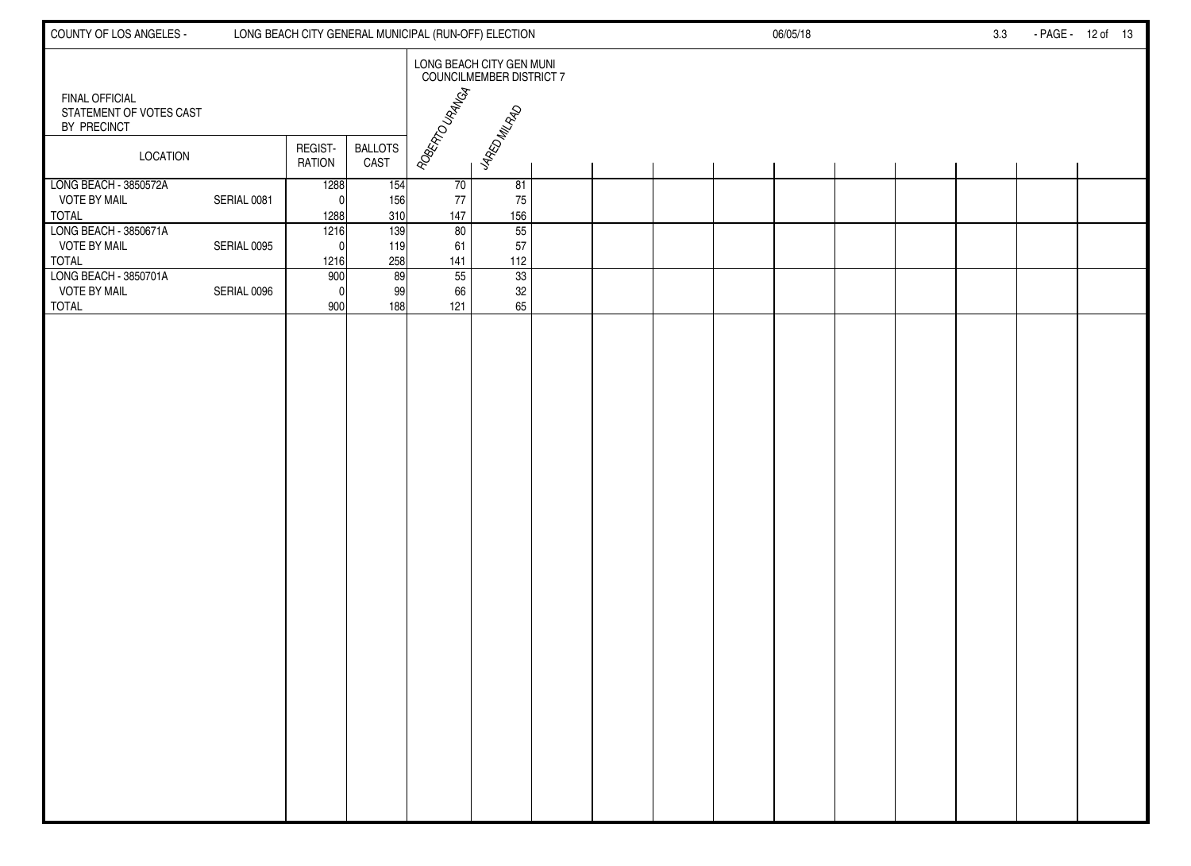FINAL OFFICIAL
STATEMENT OF VOTES CAST
BY PRECINCT

| LOCATION | | REGISTRATION | BALLOTS CAST | LONG BEACH CITY GEN MUNI COUNCILMEMBER DISTRICT 7 | |
|---|---|---|---|---|---|
| | | | | ROBERTO URANGA | JARED MILRAD |
| LONG BEACH - 3850572A | | 1288 | 154 | 70 | 81 |
| VOTE BY MAIL | SERIAL 0081 | 0 | 156 | 77 | 75 |
| TOTAL | | 1288 | 310 | 147 | 156 |
| LONG BEACH - 3850671A | | 1216 | 139 | 80 | 55 |
| VOTE BY MAIL | SERIAL 0095 | 0 | 119 | 61 | 57 |
| TOTAL | | 1216 | 258 | 141 | 112 |
| LONG BEACH - 3850701A | | 900 | 89 | 55 | 33 |
| VOTE BY MAIL | SERIAL 0096 | 0 | 99 | 66 | 32 |
| TOTAL | | 900 | 188 | 121 | 65 |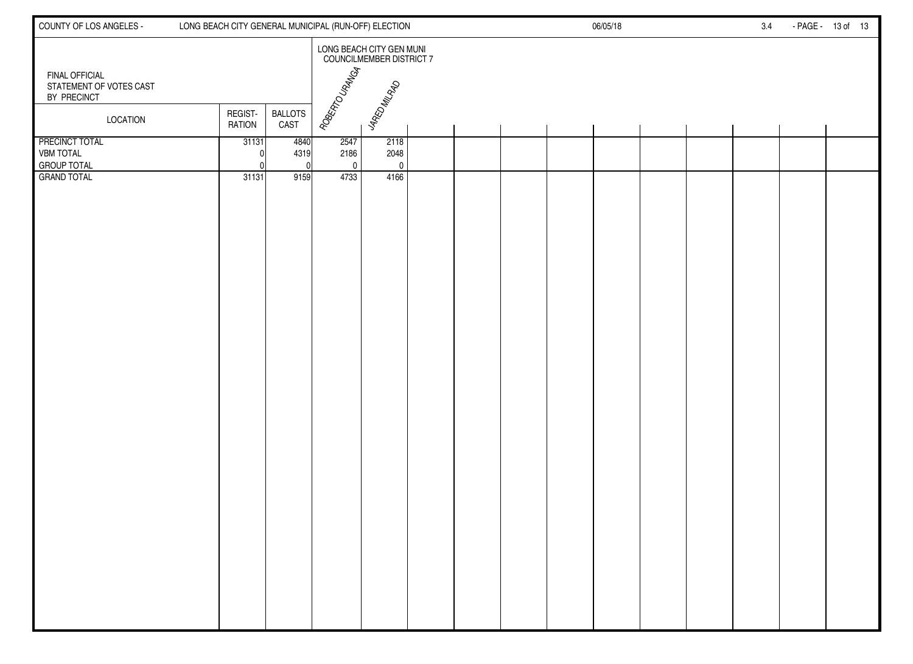COUNTY OF LOS ANGELES - LONG BEACH CITY GENERAL MUNICIPAL (RUN-OFF) ELECTION 06/05/18 3.4

FINAL OFFICIAL
STATEMENT OF VOTES CAST
BY PRECINCT

| LOCATION | REGIST-RATION | BALLOTS CAST | LONG BEACH CITY GEN MUNI COUNCILMEMBER DISTRICT 7 ROBERTO URANGA | JARED MILRAD |
|---|---|---|---|---|
| PRECINCT TOTAL | 31131 | 4840 | 2547 | 2118 |
| VBM TOTAL | 0 | 4319 | 2186 | 2048 |
| GROUP TOTAL | 0 | 0 | 0 | 0 |
| GRAND TOTAL | 31131 | 9159 | 4733 | 4166 |